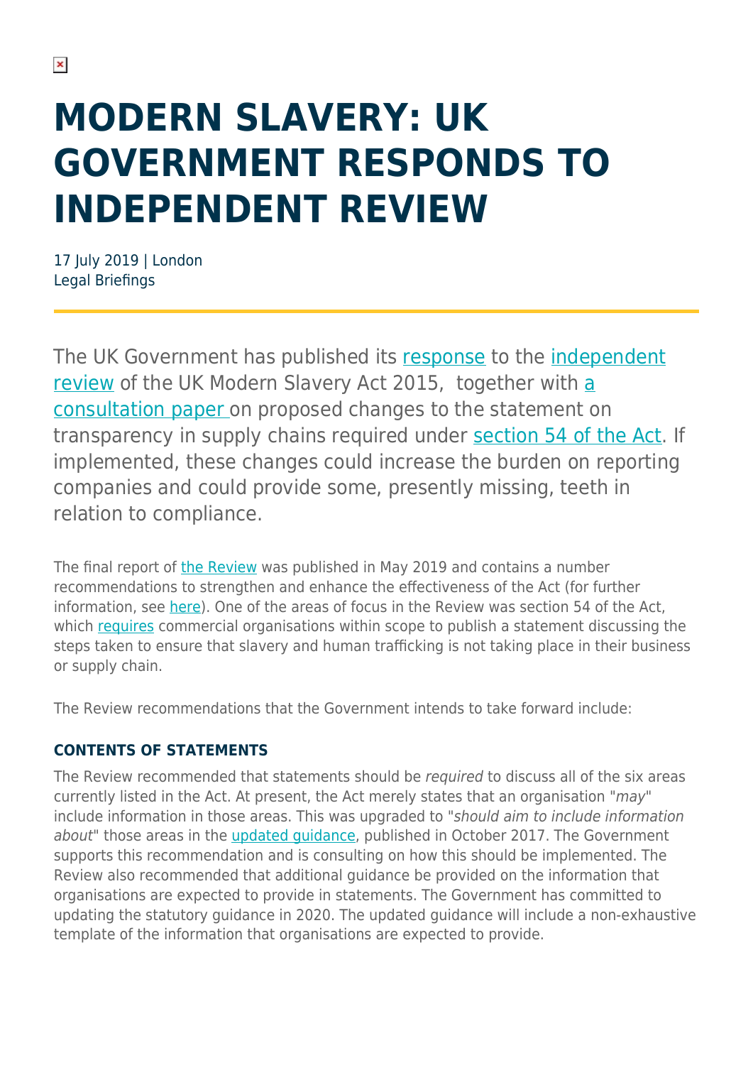# MODERN SLAVERY: UK GOVERNMENT RESPONDS TO INDEPENDENT REVIEW

17 July 2019 | London
Legal Briefings

The UK Government has published its response to the independent review of the UK Modern Slavery Act 2015, together with a consultation paper on proposed changes to the statement on transparency in supply chains required under section 54 of the Act. If implemented, these changes could increase the burden on reporting companies and could provide some, presently missing, teeth in relation to compliance.

The final report of the Review was published in May 2019 and contains a number recommendations to strengthen and enhance the effectiveness of the Act (for further information, see here). One of the areas of focus in the Review was section 54 of the Act, which requires commercial organisations within scope to publish a statement discussing the steps taken to ensure that slavery and human trafficking is not taking place in their business or supply chain.

The Review recommendations that the Government intends to take forward include:

### CONTENTS OF STATEMENTS

The Review recommended that statements should be *required* to discuss all of the six areas currently listed in the Act. At present, the Act merely states that an organisation "*may*" include information in those areas. This was upgraded to "*should aim to include information about*" those areas in the updated guidance, published in October 2017. The Government supports this recommendation and is consulting on how this should be implemented. The Review also recommended that additional guidance be provided on the information that organisations are expected to provide in statements. The Government has committed to updating the statutory guidance in 2020. The updated guidance will include a non-exhaustive template of the information that organisations are expected to provide.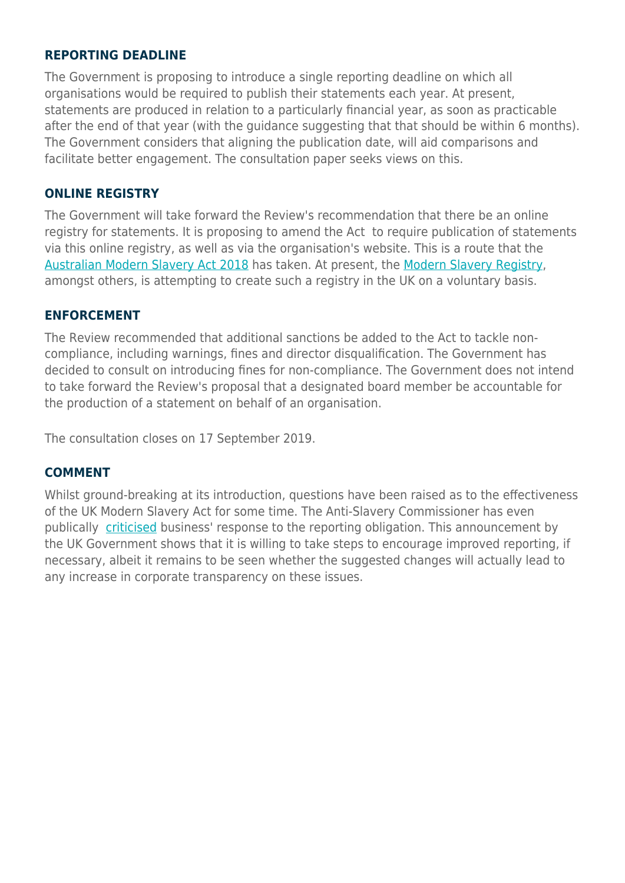## REPORTING DEADLINE

The Government is proposing to introduce a single reporting deadline on which all organisations would be required to publish their statements each year. At present, statements are produced in relation to a particularly financial year, as soon as practicable after the end of that year (with the guidance suggesting that that should be within 6 months). The Government considers that aligning the publication date, will aid comparisons and facilitate better engagement. The consultation paper seeks views on this.

## ONLINE REGISTRY

The Government will take forward the Review's recommendation that there be an online registry for statements. It is proposing to amend the Act to require publication of statements via this online registry, as well as via the organisation's website. This is a route that the Australian Modern Slavery Act 2018 has taken. At present, the Modern Slavery Registry, amongst others, is attempting to create such a registry in the UK on a voluntary basis.

## ENFORCEMENT

The Review recommended that additional sanctions be added to the Act to tackle non-compliance, including warnings, fines and director disqualification. The Government has decided to consult on introducing fines for non-compliance. The Government does not intend to take forward the Review's proposal that a designated board member be accountable for the production of a statement on behalf of an organisation.

The consultation closes on 17 September 2019.

## COMMENT

Whilst ground-breaking at its introduction, questions have been raised as to the effectiveness of the UK Modern Slavery Act for some time. The Anti-Slavery Commissioner has even publically criticised business' response to the reporting obligation. This announcement by the UK Government shows that it is willing to take steps to encourage improved reporting, if necessary, albeit it remains to be seen whether the suggested changes will actually lead to any increase in corporate transparency on these issues.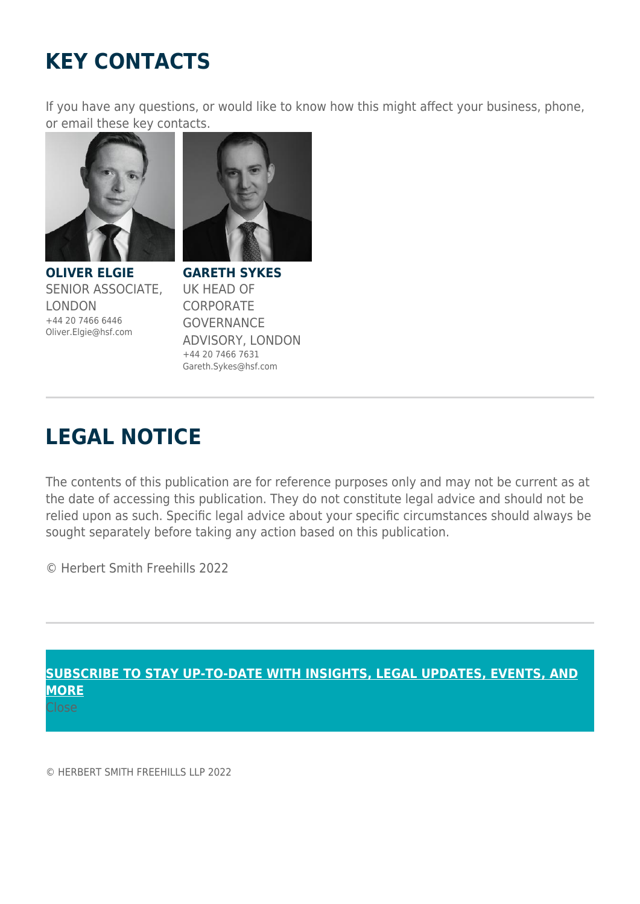## KEY CONTACTS

If you have any questions, or would like to know how this might affect your business, phone, or email these key contacts.

**OLIVER ELGIE**
SENIOR ASSOCIATE, LONDON
+44 20 7466 6446
Oliver.Elgie@hsf.com

**GARETH SYKES**
UK HEAD OF CORPORATE GOVERNANCE ADVISORY, LONDON
+44 20 7466 7631
Gareth.Sykes@hsf.com

## LEGAL NOTICE

The contents of this publication are for reference purposes only and may not be current as at the date of accessing this publication. They do not constitute legal advice and should not be relied upon as such. Specific legal advice about your specific circumstances should always be sought separately before taking any action based on this publication.

© Herbert Smith Freehills 2022

**SUBSCRIBE TO STAY UP-TO-DATE WITH INSIGHTS, LEGAL UPDATES, EVENTS, AND MORE**

Close

© HERBERT SMITH FREEHILLS LLP 2022